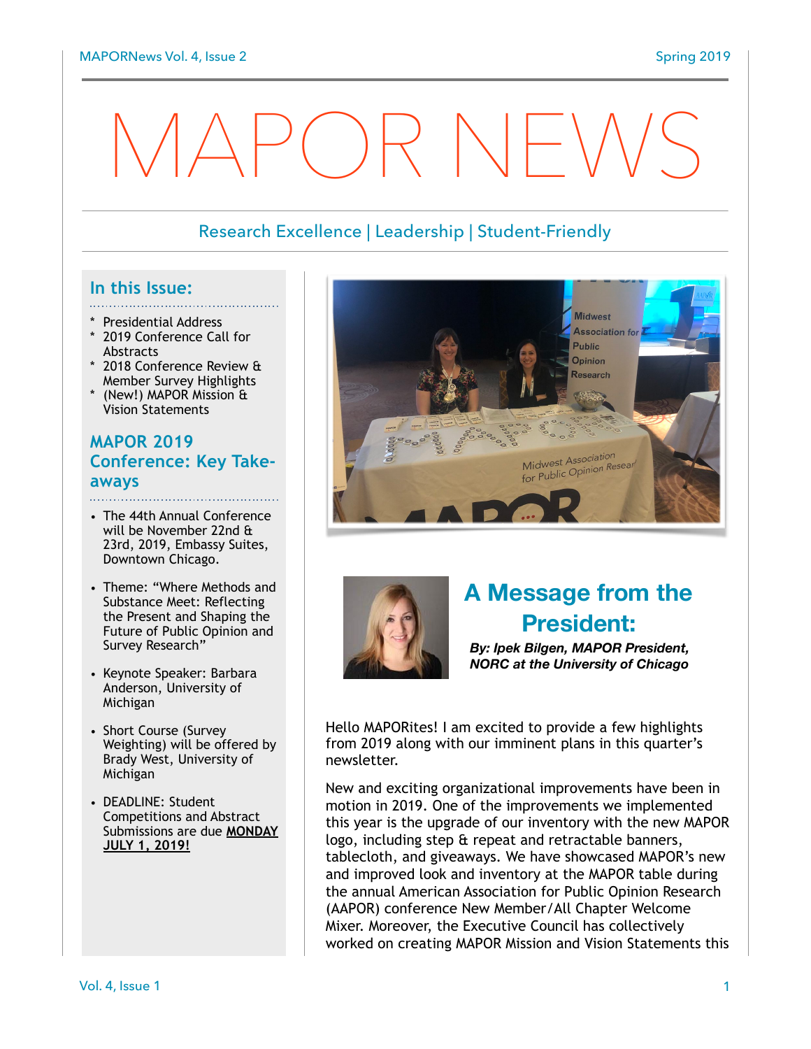# MAPOR NEWS

Research Excellence | Leadership | Student-Friendly

## In this Issue:

* Presidential Address
* 2019 Conference Call for Abstracts
* 2018 Conference Review & Member Survey Highlights
* (New!) MAPOR Mission & Vision Statements

## MAPOR 2019 Conference: Key Take-aways

- The 44th Annual Conference will be November 22nd & 23rd, 2019, Embassy Suites, Downtown Chicago.
- Theme: "Where Methods and Substance Meet: Reflecting the Present and Shaping the Future of Public Opinion and Survey Research"
- Keynote Speaker: Barbara Anderson, University of Michigan
- Short Course (Survey Weighting) will be offered by Brady West, University of Michigan
- DEADLINE: Student Competitions and Abstract Submissions are due **MONDAY JULY 1, 2019!**

## A Message from the President:

***By: Ipek Bilgen, MAPOR President, NORC at the University of Chicago***

Hello MAPORites! I am excited to provide a few highlights from 2019 along with our imminent plans in this quarter's newsletter.

New and exciting organizational improvements have been in motion in 2019. One of the improvements we implemented this year is the upgrade of our inventory with the new MAPOR logo, including step & repeat and retractable banners, tablecloth, and giveaways. We have showcased MAPOR's new and improved look and inventory at the MAPOR table during the annual American Association for Public Opinion Research (AAPOR) conference New Member/All Chapter Welcome Mixer. Moreover, the Executive Council has collectively worked on creating MAPOR Mission and Vision Statements this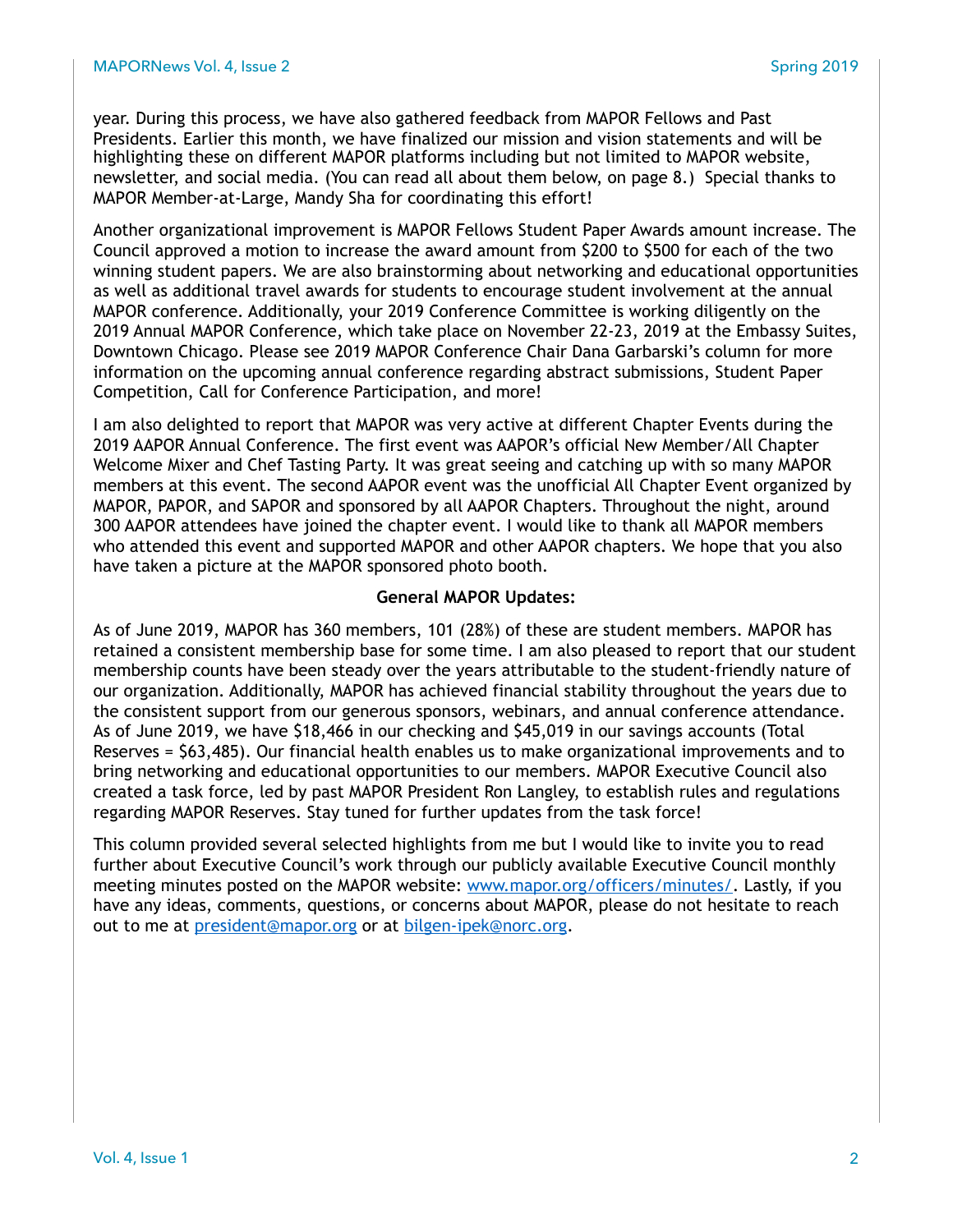year. During this process, we have also gathered feedback from MAPOR Fellows and Past Presidents. Earlier this month, we have finalized our mission and vision statements and will be highlighting these on different MAPOR platforms including but not limited to MAPOR website, newsletter, and social media. (You can read all about them below, on page 8.)  Special thanks to MAPOR Member-at-Large, Mandy Sha for coordinating this effort!

Another organizational improvement is MAPOR Fellows Student Paper Awards amount increase. The Council approved a motion to increase the award amount from $200 to $500 for each of the two winning student papers. We are also brainstorming about networking and educational opportunities as well as additional travel awards for students to encourage student involvement at the annual MAPOR conference. Additionally, your 2019 Conference Committee is working diligently on the 2019 Annual MAPOR Conference, which take place on November 22-23, 2019 at the Embassy Suites, Downtown Chicago. Please see 2019 MAPOR Conference Chair Dana Garbarski's column for more information on the upcoming annual conference regarding abstract submissions, Student Paper Competition, Call for Conference Participation, and more!

I am also delighted to report that MAPOR was very active at different Chapter Events during the 2019 AAPOR Annual Conference. The first event was AAPOR's official New Member/All Chapter Welcome Mixer and Chef Tasting Party. It was great seeing and catching up with so many MAPOR members at this event. The second AAPOR event was the unofficial All Chapter Event organized by MAPOR, PAPOR, and SAPOR and sponsored by all AAPOR Chapters. Throughout the night, around 300 AAPOR attendees have joined the chapter event. I would like to thank all MAPOR members who attended this event and supported MAPOR and other AAPOR chapters. We hope that you also have taken a picture at the MAPOR sponsored photo booth.

**General MAPOR Updates:**

As of June 2019, MAPOR has 360 members, 101 (28%) of these are student members. MAPOR has retained a consistent membership base for some time. I am also pleased to report that our student membership counts have been steady over the years attributable to the student-friendly nature of our organization. Additionally, MAPOR has achieved financial stability throughout the years due to the consistent support from our generous sponsors, webinars, and annual conference attendance. As of June 2019, we have $18,466 in our checking and $45,019 in our savings accounts (Total Reserves = $63,485). Our financial health enables us to make organizational improvements and to bring networking and educational opportunities to our members. MAPOR Executive Council also created a task force, led by past MAPOR President Ron Langley, to establish rules and regulations regarding MAPOR Reserves. Stay tuned for further updates from the task force!

This column provided several selected highlights from me but I would like to invite you to read further about Executive Council's work through our publicly available Executive Council monthly meeting minutes posted on the MAPOR website: [www.mapor.org/officers/minutes/](http://www.mapor.org/officers/minutes/). Lastly, if you have any ideas, comments, questions, or concerns about MAPOR, please do not hesitate to reach out to me at [president@mapor.org](mailto:president@mapor.org) or at [bilgen-ipek@norc.org](mailto:bilgen-ipek@norc.org).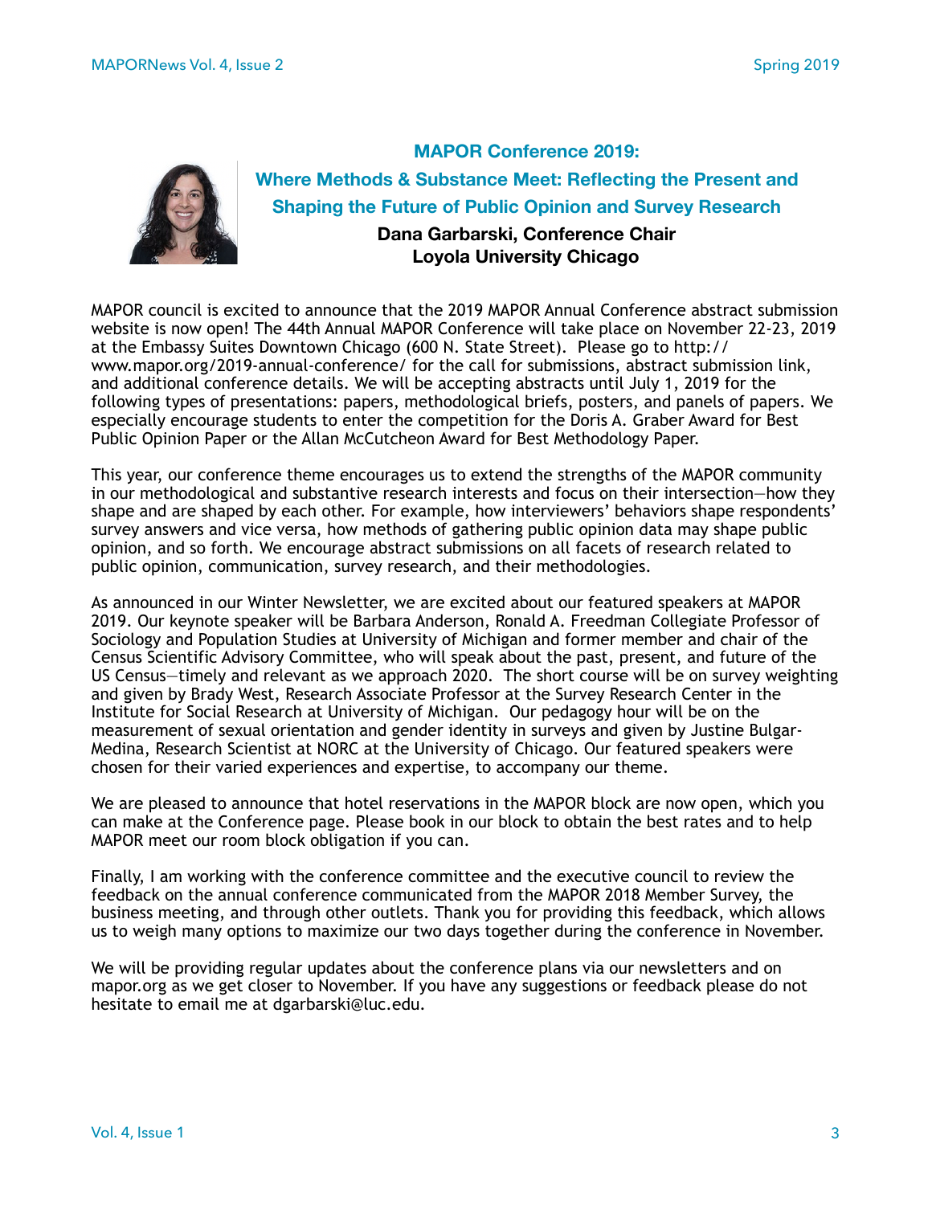## MAPOR Conference 2019:

## Where Methods & Substance Meet: Reflecting the Present and Shaping the Future of Public Opinion and Survey Research

**Dana Garbarski, Conference Chair**
**Loyola University Chicago**

MAPOR council is excited to announce that the 2019 MAPOR Annual Conference abstract submission website is now open! The 44th Annual MAPOR Conference will take place on November 22-23, 2019 at the Embassy Suites Downtown Chicago (600 N. State Street). Please go to http://www.mapor.org/2019-annual-conference/ for the call for submissions, abstract submission link, and additional conference details. We will be accepting abstracts until July 1, 2019 for the following types of presentations: papers, methodological briefs, posters, and panels of papers. We especially encourage students to enter the competition for the Doris A. Graber Award for Best Public Opinion Paper or the Allan McCutcheon Award for Best Methodology Paper.

This year, our conference theme encourages us to extend the strengths of the MAPOR community in our methodological and substantive research interests and focus on their intersection—how they shape and are shaped by each other. For example, how interviewers' behaviors shape respondents' survey answers and vice versa, how methods of gathering public opinion data may shape public opinion, and so forth. We encourage abstract submissions on all facets of research related to public opinion, communication, survey research, and their methodologies.

As announced in our Winter Newsletter, we are excited about our featured speakers at MAPOR 2019. Our keynote speaker will be Barbara Anderson, Ronald A. Freedman Collegiate Professor of Sociology and Population Studies at University of Michigan and former member and chair of the Census Scientific Advisory Committee, who will speak about the past, present, and future of the US Census—timely and relevant as we approach 2020. The short course will be on survey weighting and given by Brady West, Research Associate Professor at the Survey Research Center in the Institute for Social Research at University of Michigan. Our pedagogy hour will be on the measurement of sexual orientation and gender identity in surveys and given by Justine Bulgar-Medina, Research Scientist at NORC at the University of Chicago. Our featured speakers were chosen for their varied experiences and expertise, to accompany our theme.

We are pleased to announce that hotel reservations in the MAPOR block are now open, which you can make at the Conference page. Please book in our block to obtain the best rates and to help MAPOR meet our room block obligation if you can.

Finally, I am working with the conference committee and the executive council to review the feedback on the annual conference communicated from the MAPOR 2018 Member Survey, the business meeting, and through other outlets. Thank you for providing this feedback, which allows us to weigh many options to maximize our two days together during the conference in November.

We will be providing regular updates about the conference plans via our newsletters and on mapor.org as we get closer to November. If you have any suggestions or feedback please do not hesitate to email me at dgarbarski@luc.edu.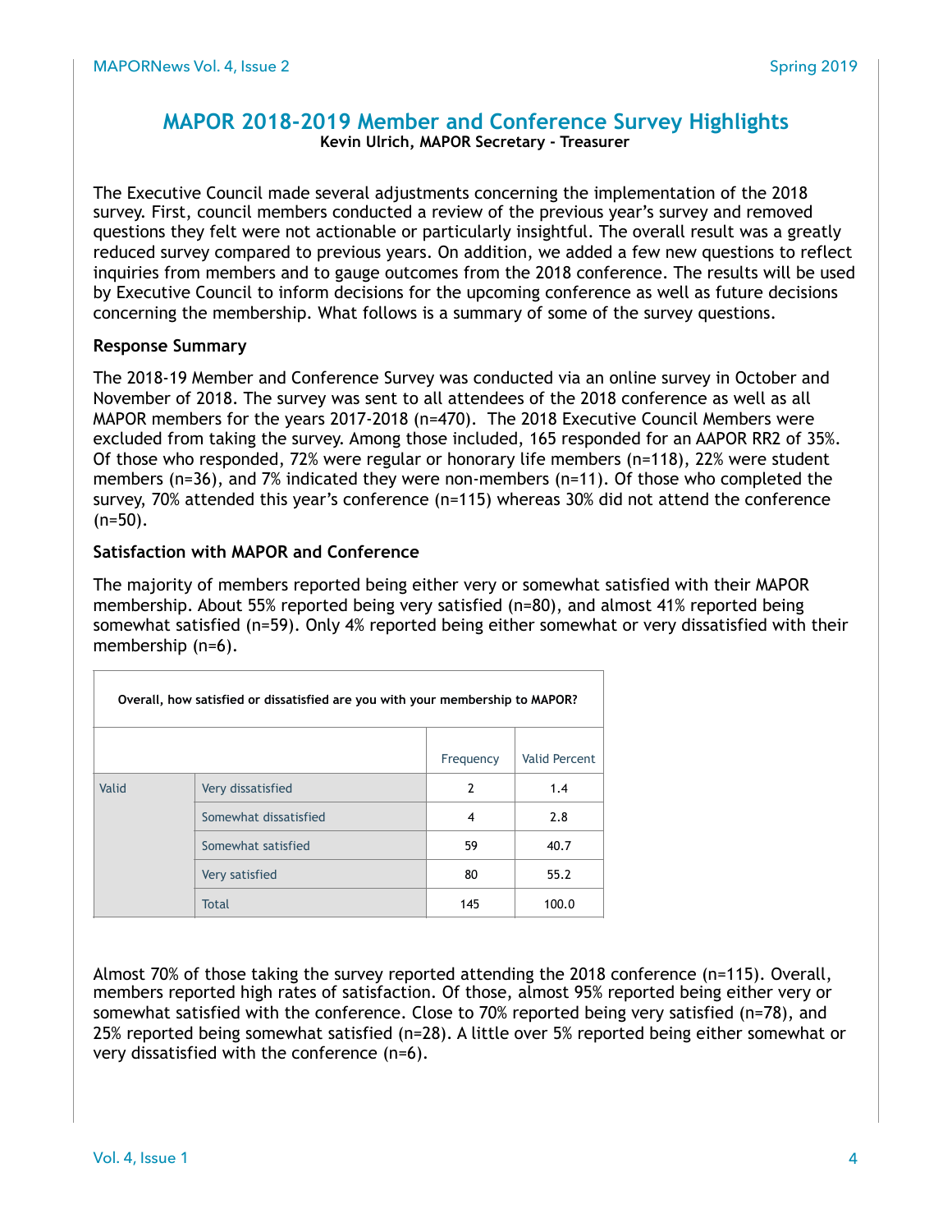## MAPOR 2018-2019 Member and Conference Survey Highlights

**Kevin Ulrich, MAPOR Secretary - Treasurer**

The Executive Council made several adjustments concerning the implementation of the 2018 survey. First, council members conducted a review of the previous year's survey and removed questions they felt were not actionable or particularly insightful. The overall result was a greatly reduced survey compared to previous years. On addition, we added a few new questions to reflect inquiries from members and to gauge outcomes from the 2018 conference. The results will be used by Executive Council to inform decisions for the upcoming conference as well as future decisions concerning the membership. What follows is a summary of some of the survey questions.

### Response Summary

The 2018-19 Member and Conference Survey was conducted via an online survey in October and November of 2018. The survey was sent to all attendees of the 2018 conference as well as all MAPOR members for the years 2017-2018 (n=470). The 2018 Executive Council Members were excluded from taking the survey. Among those included, 165 responded for an AAPOR RR2 of 35%. Of those who responded, 72% were regular or honorary life members (n=118), 22% were student members (n=36), and 7% indicated they were non-members (n=11). Of those who completed the survey, 70% attended this year's conference (n=115) whereas 30% did not attend the conference (n=50).

### Satisfaction with MAPOR and Conference

The majority of members reported being either very or somewhat satisfied with their MAPOR membership. About 55% reported being very satisfied (n=80), and almost 41% reported being somewhat satisfied (n=59). Only 4% reported being either somewhat or very dissatisfied with their membership (n=6).

**Overall, how satisfied or dissatisfied are you with your membership to MAPOR?**

| | | Frequency | Valid Percent |
|---|---|---|---|
| Valid | Very dissatisfied | 2 | 1.4 |
| | Somewhat dissatisfied | 4 | 2.8 |
| | Somewhat satisfied | 59 | 40.7 |
| | Very satisfied | 80 | 55.2 |
| | Total | 145 | 100.0 |

Almost 70% of those taking the survey reported attending the 2018 conference (n=115). Overall, members reported high rates of satisfaction. Of those, almost 95% reported being either very or somewhat satisfied with the conference. Close to 70% reported being very satisfied (n=78), and 25% reported being somewhat satisfied (n=28). A little over 5% reported being either somewhat or very dissatisfied with the conference (n=6).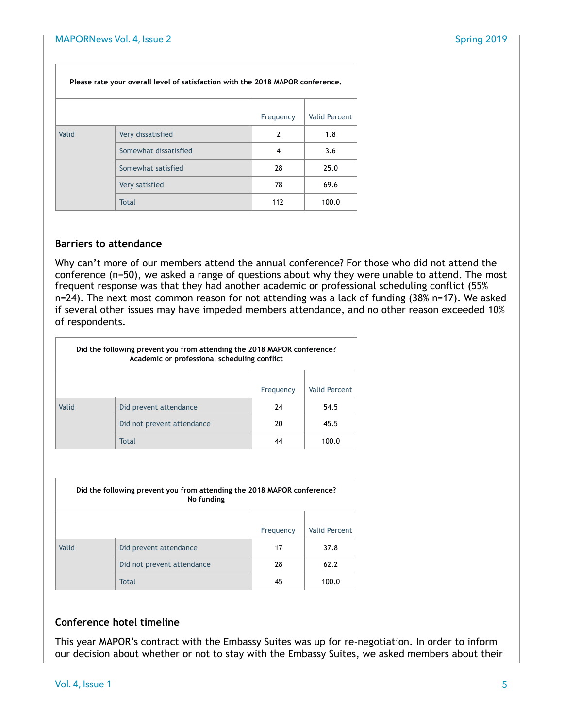| Please rate your overall level of satisfaction with the 2018 MAPOR conference. | | | |
|---|---|---|---|
| | | Frequency | Valid Percent |
| Valid | Very dissatisfied | 2 | 1.8 |
| | Somewhat dissatisfied | 4 | 3.6 |
| | Somewhat satisfied | 28 | 25.0 |
| | Very satisfied | 78 | 69.6 |
| | Total | 112 | 100.0 |

### Barriers to attendance

Why can't more of our members attend the annual conference? For those who did not attend the conference (n=50), we asked a range of questions about why they were unable to attend. The most frequent response was that they had another academic or professional scheduling conflict (55% n=24). The next most common reason for not attending was a lack of funding (38% n=17). We asked if several other issues may have impeded members attendance, and no other reason exceeded 10% of respondents.

| Did the following prevent you from attending the 2018 MAPOR conference? Academic or professional scheduling conflict | | | |
|---|---|---|---|
| | | Frequency | Valid Percent |
| Valid | Did prevent attendance | 24 | 54.5 |
| | Did not prevent attendance | 20 | 45.5 |
| | Total | 44 | 100.0 |

| Did the following prevent you from attending the 2018 MAPOR conference? No funding | | | |
|---|---|---|---|
| | | Frequency | Valid Percent |
| Valid | Did prevent attendance | 17 | 37.8 |
| | Did not prevent attendance | 28 | 62.2 |
| | Total | 45 | 100.0 |

### Conference hotel timeline

This year MAPOR's contract with the Embassy Suites was up for re-negotiation. In order to inform our decision about whether or not to stay with the Embassy Suites, we asked members about their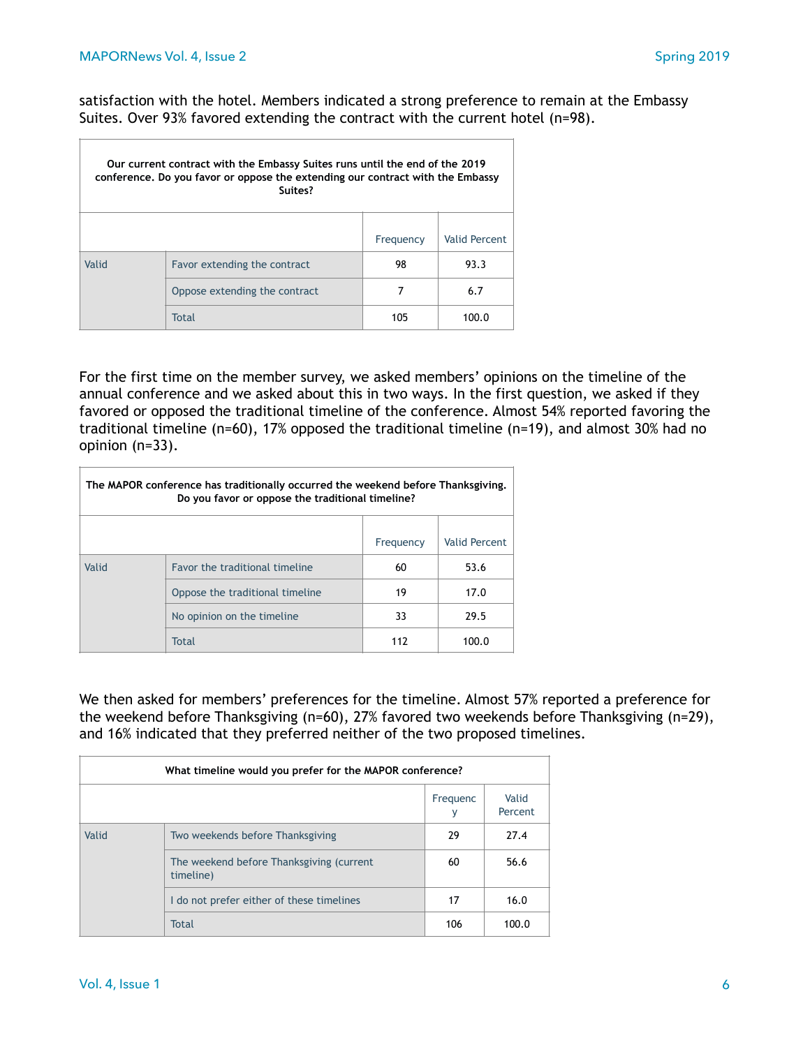satisfaction with the hotel. Members indicated a strong preference to remain at the Embassy Suites. Over 93% favored extending the contract with the current hotel (n=98).

| **Our current contract with the Embassy Suites runs until the end of the 2019 conference. Do you favor or oppose the extending our contract with the Embassy Suites?** | | | |
|---|---|---|---|
| | | Frequency | Valid Percent |
| Valid | Favor extending the contract | 98 | 93.3 |
| | Oppose extending the contract | 7 | 6.7 |
| | Total | 105 | 100.0 |

For the first time on the member survey, we asked members' opinions on the timeline of the annual conference and we asked about this in two ways. In the first question, we asked if they favored or opposed the traditional timeline of the conference. Almost 54% reported favoring the traditional timeline (n=60), 17% opposed the traditional timeline (n=19), and almost 30% had no opinion (n=33).

| **The MAPOR conference has traditionally occurred the weekend before Thanksgiving. Do you favor or oppose the traditional timeline?** | | | |
|---|---|---|---|
| | | Frequency | Valid Percent |
| Valid | Favor the traditional timeline | 60 | 53.6 |
| | Oppose the traditional timeline | 19 | 17.0 |
| | No opinion on the timeline | 33 | 29.5 |
| | Total | 112 | 100.0 |

We then asked for members' preferences for the timeline. Almost 57% reported a preference for the weekend before Thanksgiving (n=60), 27% favored two weekends before Thanksgiving (n=29), and 16% indicated that they preferred neither of the two proposed timelines.

| **What timeline would you prefer for the MAPOR conference?** | | | |
|---|---|---|---|
| | | Frequency | Valid Percent |
| Valid | Two weekends before Thanksgiving | 29 | 27.4 |
| | The weekend before Thanksgiving (current timeline) | 60 | 56.6 |
| | I do not prefer either of these timelines | 17 | 16.0 |
| | Total | 106 | 100.0 |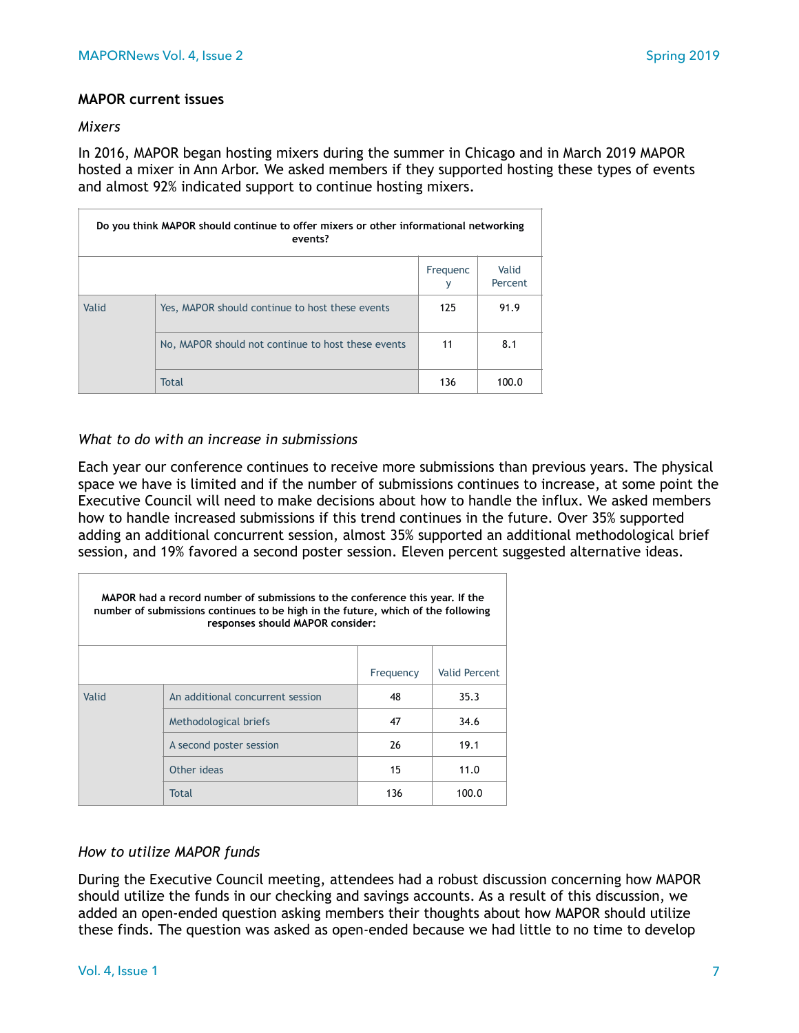### MAPOR current issues

*Mixers*

In 2016, MAPOR began hosting mixers during the summer in Chicago and in March 2019 MAPOR hosted a mixer in Ann Arbor. We asked members if they supported hosting these types of events and almost 92% indicated support to continue hosting mixers.

| Do you think MAPOR should continue to offer mixers or other informational networking events? | | | |
|---|---|---|---|
| | | Frequency | Valid Percent |
| Valid | Yes, MAPOR should continue to host these events | 125 | 91.9 |
| | No, MAPOR should not continue to host these events | 11 | 8.1 |
| | Total | 136 | 100.0 |

*What to do with an increase in submissions*

Each year our conference continues to receive more submissions than previous years. The physical space we have is limited and if the number of submissions continues to increase, at some point the Executive Council will need to make decisions about how to handle the influx. We asked members how to handle increased submissions if this trend continues in the future. Over 35% supported adding an additional concurrent session, almost 35% supported an additional methodological brief session, and 19% favored a second poster session. Eleven percent suggested alternative ideas.

| MAPOR had a record number of submissions to the conference this year. If the number of submissions continues to be high in the future, which of the following responses should MAPOR consider: | | | |
|---|---|---|---|
| | | Frequency | Valid Percent |
| Valid | An additional concurrent session | 48 | 35.3 |
| | Methodological briefs | 47 | 34.6 |
| | A second poster session | 26 | 19.1 |
| | Other ideas | 15 | 11.0 |
| | Total | 136 | 100.0 |

*How to utilize MAPOR funds*

During the Executive Council meeting, attendees had a robust discussion concerning how MAPOR should utilize the funds in our checking and savings accounts. As a result of this discussion, we added an open-ended question asking members their thoughts about how MAPOR should utilize these finds. The question was asked as open-ended because we had little to no time to develop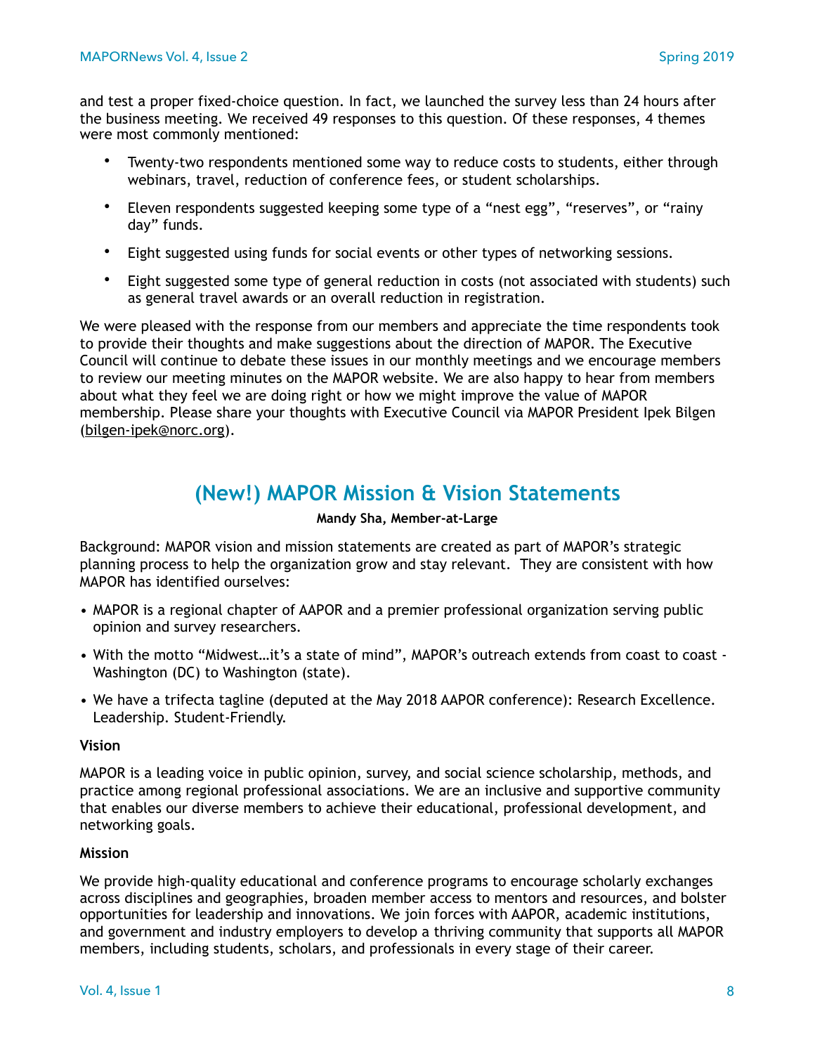and test a proper fixed-choice question. In fact, we launched the survey less than 24 hours after the business meeting. We received 49 responses to this question. Of these responses, 4 themes were most commonly mentioned:

- Twenty-two respondents mentioned some way to reduce costs to students, either through webinars, travel, reduction of conference fees, or student scholarships.
- Eleven respondents suggested keeping some type of a "nest egg", "reserves", or "rainy day" funds.
- Eight suggested using funds for social events or other types of networking sessions.
- Eight suggested some type of general reduction in costs (not associated with students) such as general travel awards or an overall reduction in registration.

We were pleased with the response from our members and appreciate the time respondents took to provide their thoughts and make suggestions about the direction of MAPOR. The Executive Council will continue to debate these issues in our monthly meetings and we encourage members to review our meeting minutes on the MAPOR website. We are also happy to hear from members about what they feel we are doing right or how we might improve the value of MAPOR membership. Please share your thoughts with Executive Council via MAPOR President Ipek Bilgen (bilgen-ipek@norc.org).

## (New!) MAPOR Mission & Vision Statements

**Mandy Sha, Member-at-Large**

Background: MAPOR vision and mission statements are created as part of MAPOR's strategic planning process to help the organization grow and stay relevant. They are consistent with how MAPOR has identified ourselves:

- MAPOR is a regional chapter of AAPOR and a premier professional organization serving public opinion and survey researchers.
- With the motto "Midwest…it's a state of mind", MAPOR's outreach extends from coast to coast - Washington (DC) to Washington (state).
- We have a trifecta tagline (deputed at the May 2018 AAPOR conference): Research Excellence. Leadership. Student-Friendly.

**Vision**

MAPOR is a leading voice in public opinion, survey, and social science scholarship, methods, and practice among regional professional associations. We are an inclusive and supportive community that enables our diverse members to achieve their educational, professional development, and networking goals.

**Mission**

We provide high-quality educational and conference programs to encourage scholarly exchanges across disciplines and geographies, broaden member access to mentors and resources, and bolster opportunities for leadership and innovations. We join forces with AAPOR, academic institutions, and government and industry employers to develop a thriving community that supports all MAPOR members, including students, scholars, and professionals in every stage of their career.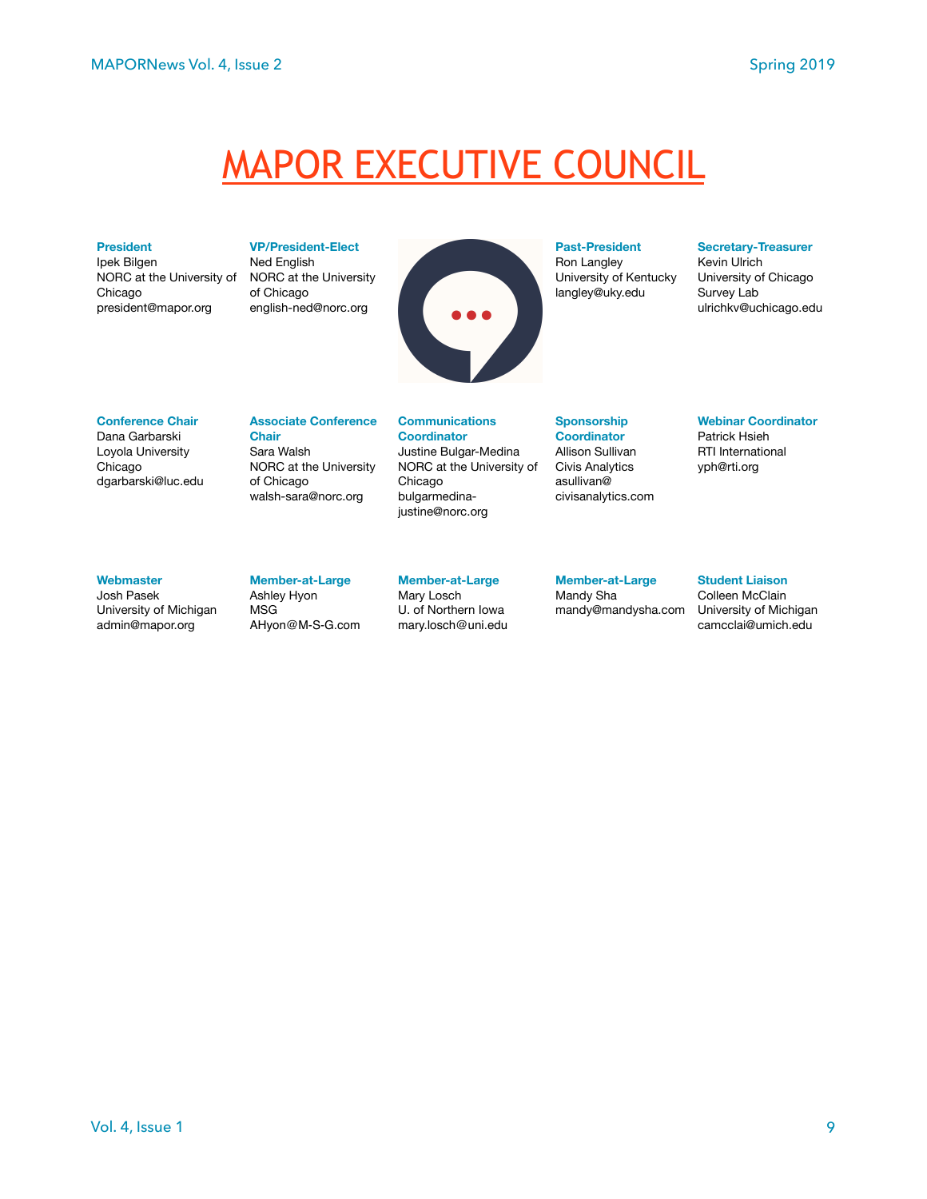# MAPOR EXECUTIVE COUNCIL

**President**
Ipek Bilgen
NORC at the University of Chicago
president@mapor.org

**VP/President-Elect**
Ned English
NORC at the University of Chicago
english-ned@norc.org

**Past-President**
Ron Langley
University of Kentucky
langley@uky.edu

**Secretary-Treasurer**
Kevin Ulrich
University of Chicago Survey Lab
ulrichkv@uchicago.edu

**Conference Chair**
Dana Garbarski
Loyola University Chicago
dgarbarski@luc.edu

**Associate Conference Chair**
Sara Walsh
NORC at the University of Chicago
walsh-sara@norc.org

**Communications Coordinator**
Justine Bulgar-Medina
NORC at the University of Chicago
bulgarmedina-justine@norc.org

**Sponsorship Coordinator**
Allison Sullivan
Civis Analytics
asullivan@civisanalytics.com

**Webinar Coordinator**
Patrick Hsieh
RTI International
yph@rti.org

**Webmaster**
Josh Pasek
University of Michigan
admin@mapor.org

**Member-at-Large**
Ashley Hyon
MSG
AHyon@M-S-G.com

**Member-at-Large**
Mary Losch
U. of Northern Iowa
mary.losch@uni.edu

**Member-at-Large**
Mandy Sha
mandy@mandysha.com

**Student Liaison**
Colleen McClain
University of Michigan
camcclai@umich.edu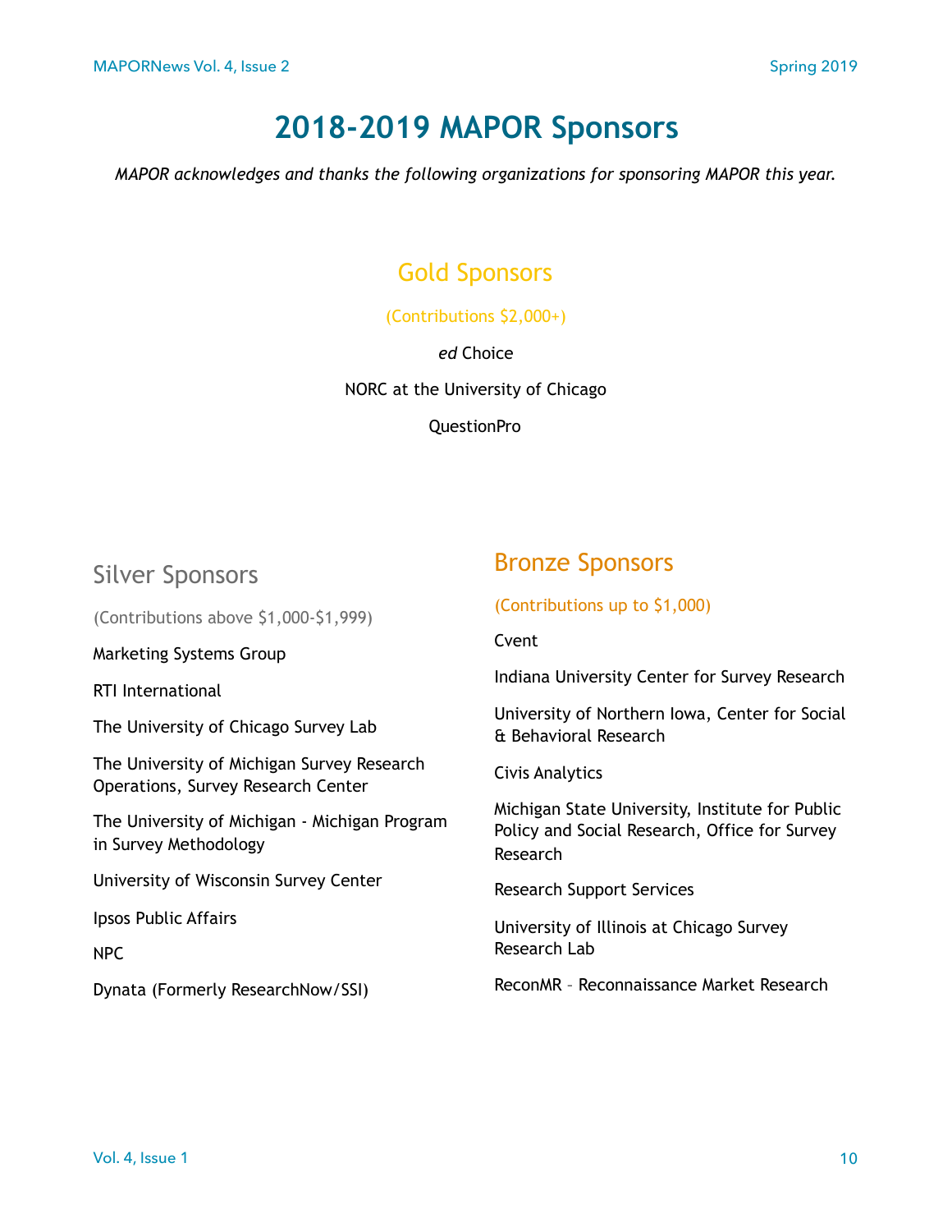# 2018-2019 MAPOR Sponsors

*MAPOR acknowledges and thanks the following organizations for sponsoring MAPOR this year.*

## Gold Sponsors

(Contributions $2,000+)

*ed* Choice

NORC at the University of Chicago

QuestionPro

## Silver Sponsors

(Contributions above $1,000-$1,999)

Marketing Systems Group

RTI International

The University of Chicago Survey Lab

The University of Michigan Survey Research Operations, Survey Research Center

The University of Michigan - Michigan Program in Survey Methodology

University of Wisconsin Survey Center

Ipsos Public Affairs

NPC

Dynata (Formerly ResearchNow/SSI)

## Bronze Sponsors

(Contributions up to $1,000)

Cvent

Indiana University Center for Survey Research

University of Northern Iowa, Center for Social & Behavioral Research

Civis Analytics

Michigan State University, Institute for Public Policy and Social Research, Office for Survey Research

Research Support Services

University of Illinois at Chicago Survey Research Lab

ReconMR – Reconnaissance Market Research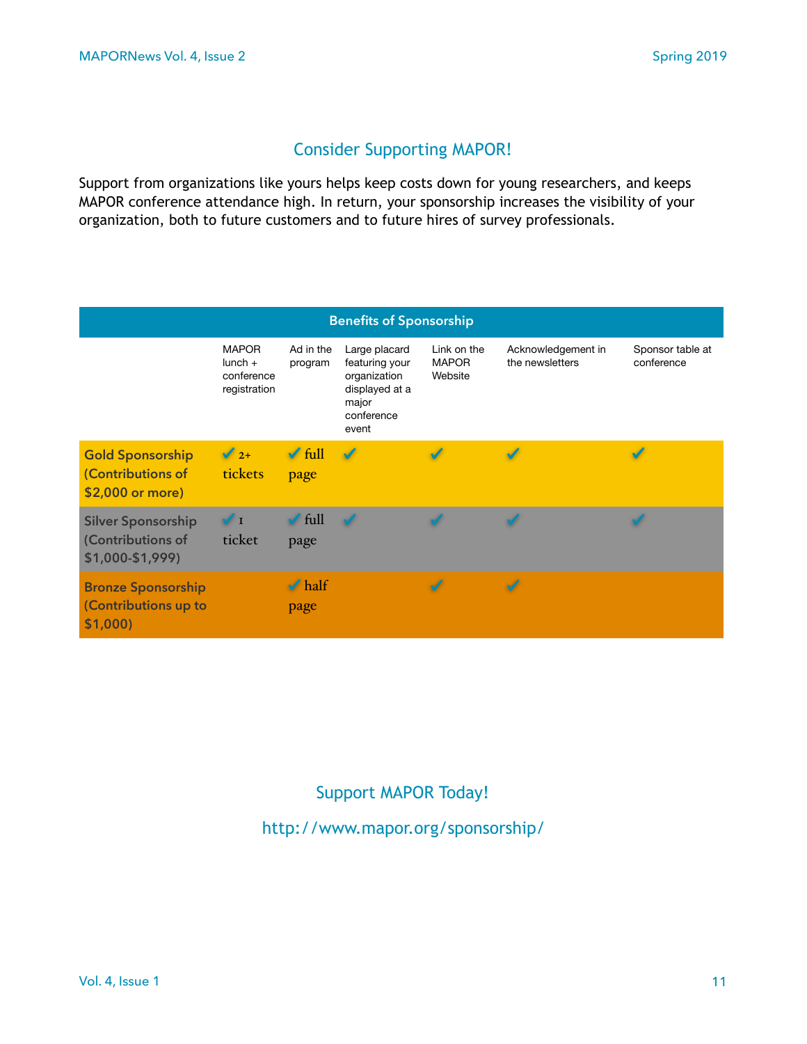## Consider Supporting MAPOR!

Support from organizations like yours helps keep costs down for young researchers, and keeps MAPOR conference attendance high. In return, your sponsorship increases the visibility of your organization, both to future customers and to future hires of survey professionals.

| Benefits of Sponsorship | MAPOR lunch + conference registration | Ad in the program | Large placard featuring your organization displayed at a major conference event | Link on the MAPOR Website | Acknowledgement in the newsletters | Sponsor table at conference |
|---|---|---|---|---|---|---|
| **Gold Sponsorship (Contributions of $2,000 or more)** | ✔ 2+ tickets | ✔ full page | ✔ | ✔ | ✔ | ✔ |
| **Silver Sponsorship (Contributions of $1,000-$1,999)** | ✔ 1 ticket | ✔ full page | ✔ | ✔ | ✔ | ✔ |
| **Bronze Sponsorship (Contributions up to $1,000)** | | ✔ half page | | ✔ | ✔ | |

## Support MAPOR Today!

http://www.mapor.org/sponsorship/